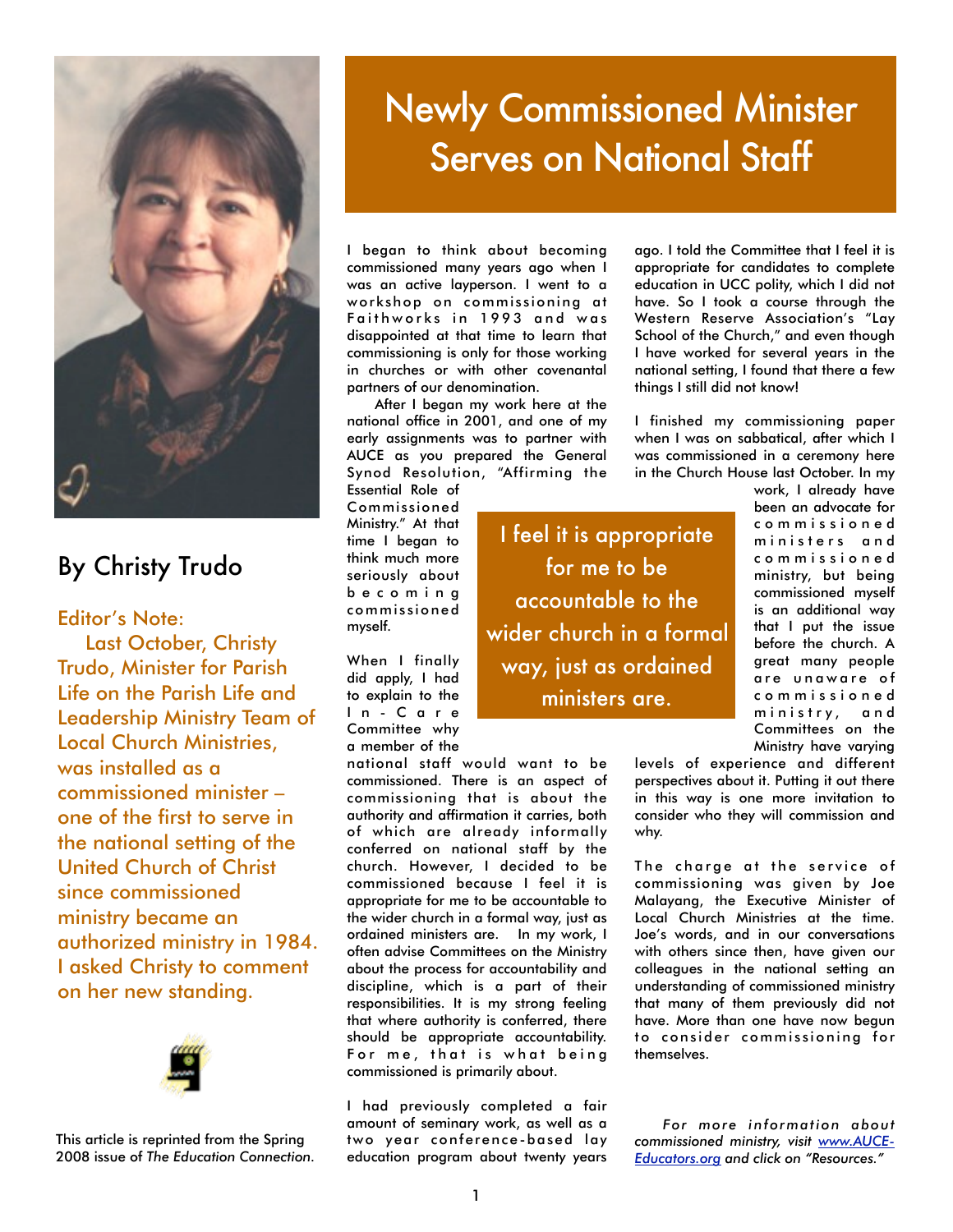# Newly Commissioned Minister Serves on National Staff

## By Christy Trudo

Editor's Note:
Last October, Christy Trudo, Minister for Parish Life on the Parish Life and Leadership Ministry Team of Local Church Ministries, was installed as a commissioned minister – one of the first to serve in the national setting of the United Church of Christ since commissioned ministry became an authorized ministry in 1984. I asked Christy to comment on her new standing.

This article is reprinted from the Spring 2008 issue of *The Education Connection*.

I began to think about becoming commissioned many years ago when I was an active layperson. I went to a workshop on commissioning at Faithworks in 1993 and was disappointed at that time to learn that commissioning is only for those working in churches or with other covenantal partners of our denomination.

After I began my work here at the national office in 2001, and one of my early assignments was to partner with AUCE as you prepared the General Synod Resolution, "Affirming the Essential Role of Commissioned Ministry." At that time I began to think much more seriously about becoming commissioned myself.

When I finally did apply, I had to explain to the In-Care Committee why a member of the national staff would want to be commissioned. There is an aspect of commissioning that is about the authority and affirmation it carries, both of which are already informally conferred on national staff by the church. However, I decided to be commissioned because I feel it is appropriate for me to be accountable to the wider church in a formal way, just as ordained ministers are. In my work, I often advise Committees on the Ministry about the process for accountability and discipline, which is a part of their responsibilities. It is my strong feeling that where authority is conferred, there should be appropriate accountability. For me, that is what being commissioned is primarily about.

> I feel it is appropriate for me to be accountable to the wider church in a formal way, just as ordained ministers are.

I had previously completed a fair amount of seminary work, as well as a two year conference-based lay education program about twenty years ago. I told the Committee that I feel it is appropriate for candidates to complete education in UCC polity, which I did not have. So I took a course through the Western Reserve Association's "Lay School of the Church," and even though I have worked for several years in the national setting, I found that there a few things I still did not know!

I finished my commissioning paper when I was on sabbatical, after which I was commissioned in a ceremony here in the Church House last October. In my work, I already have been an advocate for commissioned ministers and commissioned ministry, but being commissioned myself is an additional way that I put the issue before the church. A great many people are unaware of commissioned ministry, and Committees on the Ministry have varying levels of experience and different perspectives about it. Putting it out there in this way is one more invitation to consider who they will commission and why.

The charge at the service of commissioning was given by Joe Malayang, the Executive Minister of Local Church Ministries at the time. Joe's words, and in our conversations with others since then, have given our colleagues in the national setting an understanding of commissioned ministry that many of them previously did not have. More than one have now begun to consider commissioning for themselves.

*For more information about commissioned ministry, visit [www.AUCE-Educators.org](www.AUCE-Educators.org) and click on "Resources."*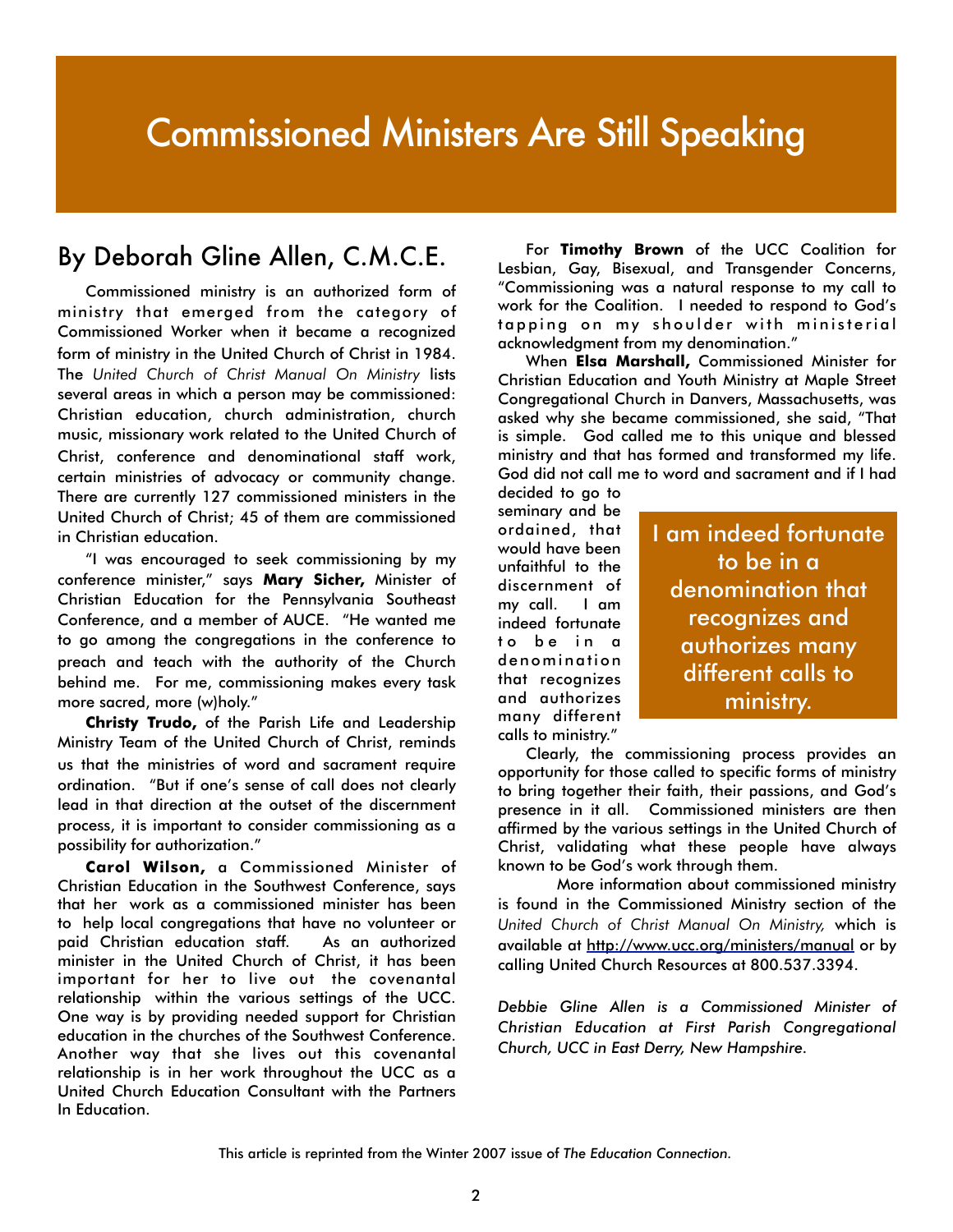# Commissioned Ministers Are Still Speaking

## By Deborah Gline Allen, C.M.C.E.

Commissioned ministry is an authorized form of ministry that emerged from the category of Commissioned Worker when it became a recognized form of ministry in the United Church of Christ in 1984. The *United Church of Christ Manual On Ministry* lists several areas in which a person may be commissioned: Christian education, church administration, church music, missionary work related to the United Church of Christ, conference and denominational staff work, certain ministries of advocacy or community change. There are currently 127 commissioned ministers in the United Church of Christ; 45 of them are commissioned in Christian education.

"I was encouraged to seek commissioning by my conference minister," says **Mary Sicher,** Minister of Christian Education for the Pennsylvania Southeast Conference, and a member of AUCE. "He wanted me to go among the congregations in the conference to preach and teach with the authority of the Church behind me. For me, commissioning makes every task more sacred, more (w)holy."

**Christy Trudo,** of the Parish Life and Leadership Ministry Team of the United Church of Christ, reminds us that the ministries of word and sacrament require ordination. "But if one's sense of call does not clearly lead in that direction at the outset of the discernment process, it is important to consider commissioning as a possibility for authorization."

**Carol Wilson,** a Commissioned Minister of Christian Education in the Southwest Conference, says that her work as a commissioned minister has been to help local congregations that have no volunteer or paid Christian education staff. As an authorized minister in the United Church of Christ, it has been important for her to live out the covenantal relationship within the various settings of the UCC. One way is by providing needed support for Christian education in the churches of the Southwest Conference. Another way that she lives out this covenantal relationship is in her work throughout the UCC as a United Church Education Consultant with the Partners In Education.

For **Timothy Brown** of the UCC Coalition for Lesbian, Gay, Bisexual, and Transgender Concerns, "Commissioning was a natural response to my call to work for the Coalition. I needed to respond to God's tapping on my shoulder with ministerial acknowledgment from my denomination."

When **Elsa Marshall,** Commissioned Minister for Christian Education and Youth Ministry at Maple Street Congregational Church in Danvers, Massachusetts, was asked why she became commissioned, she said, "That is simple. God called me to this unique and blessed ministry and that has formed and transformed my life. God did not call me to word and sacrament and if I had decided to go to seminary and be ordained, that would have been unfaithful to the discernment of my call. I am indeed fortunate to be in a denomination that recognizes and authorizes many different calls to ministry."

> I am indeed fortunate to be in a denomination that recognizes and authorizes many different calls to ministry.

Clearly, the commissioning process provides an opportunity for those called to specific forms of ministry to bring together their faith, their passions, and God's presence in it all. Commissioned ministers are then affirmed by the various settings in the United Church of Christ, validating what these people have always known to be God's work through them.

More information about commissioned ministry is found in the Commissioned Ministry section of the *United Church of Christ Manual On Ministry,* which is available at http://www.ucc.org/ministers/manual or by calling United Church Resources at 800.537.3394.

*Debbie Gline Allen is a Commissioned Minister of Christian Education at First Parish Congregational Church, UCC in East Derry, New Hampshire.*

This article is reprinted from the Winter 2007 issue of *The Education Connection*.